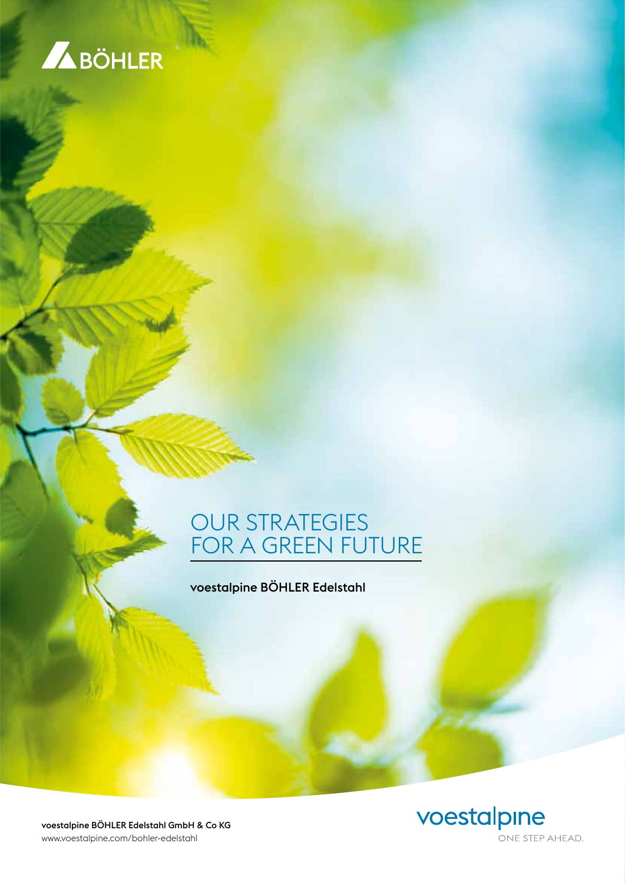BÖHLER

# OUR STRATEGIES FOR A GREEN FUTURE

**voestalpine BÖHLER Edelstahl**

**voestalpine BÖHLER Edelstahl GmbH & Co KG**
www.voestalpine.com/bohler-edelstahl

voestalpine
ONE STEP AHEAD.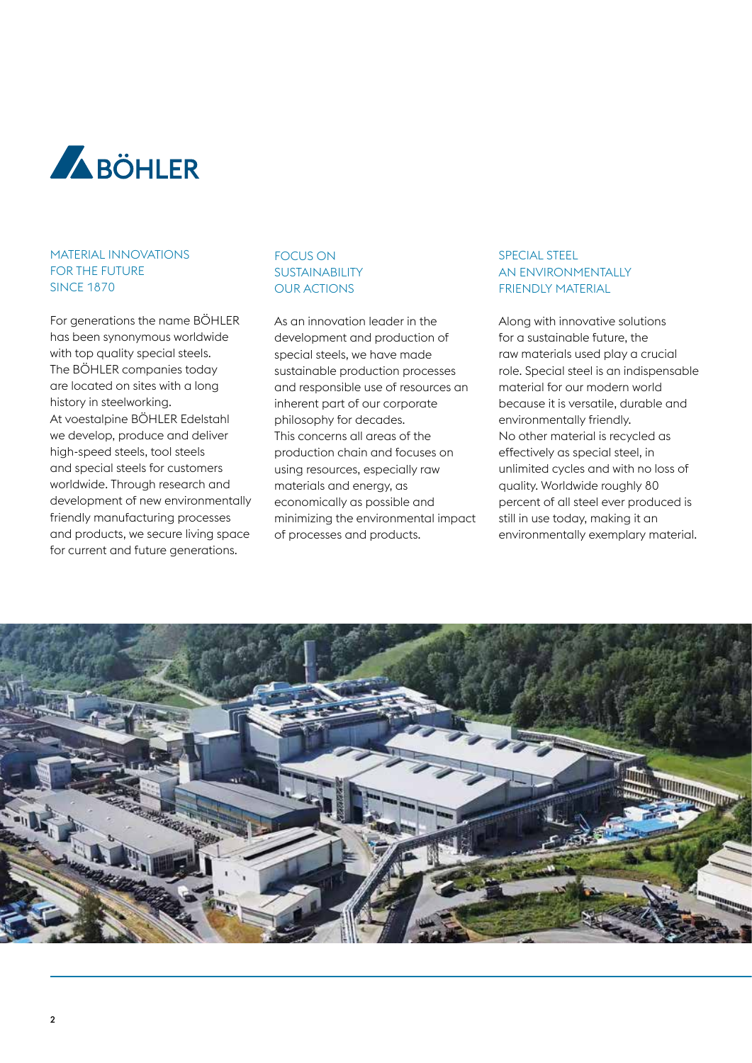# BÖHLER

## MATERIAL INNOVATIONS FOR THE FUTURE SINCE 1870

For generations the name BÖHLER has been synonymous worldwide with top quality special steels. The BÖHLER companies today are located on sites with a long history in steelworking.
At voestalpine BÖHLER Edelstahl we develop, produce and deliver high-speed steels, tool steels and special steels for customers worldwide. Through research and development of new environmentally friendly manufacturing processes and products, we secure living space for current and future generations.

## FOCUS ON SUSTAINABILITY OUR ACTIONS

As an innovation leader in the development and production of special steels, we have made sustainable production processes and responsible use of resources an inherent part of our corporate philosophy for decades.
This concerns all areas of the production chain and focuses on using resources, especially raw materials and energy, as economically as possible and minimizing the environmental impact of processes and products.

## SPECIAL STEEL AN ENVIRONMENTALLY FRIENDLY MATERIAL

Along with innovative solutions for a sustainable future, the raw materials used play a crucial role. Special steel is an indispensable material for our modern world because it is versatile, durable and environmentally friendly.
No other material is recycled as effectively as special steel, in unlimited cycles and with no loss of quality. Worldwide roughly 80 percent of all steel ever produced is still in use today, making it an environmentally exemplary material.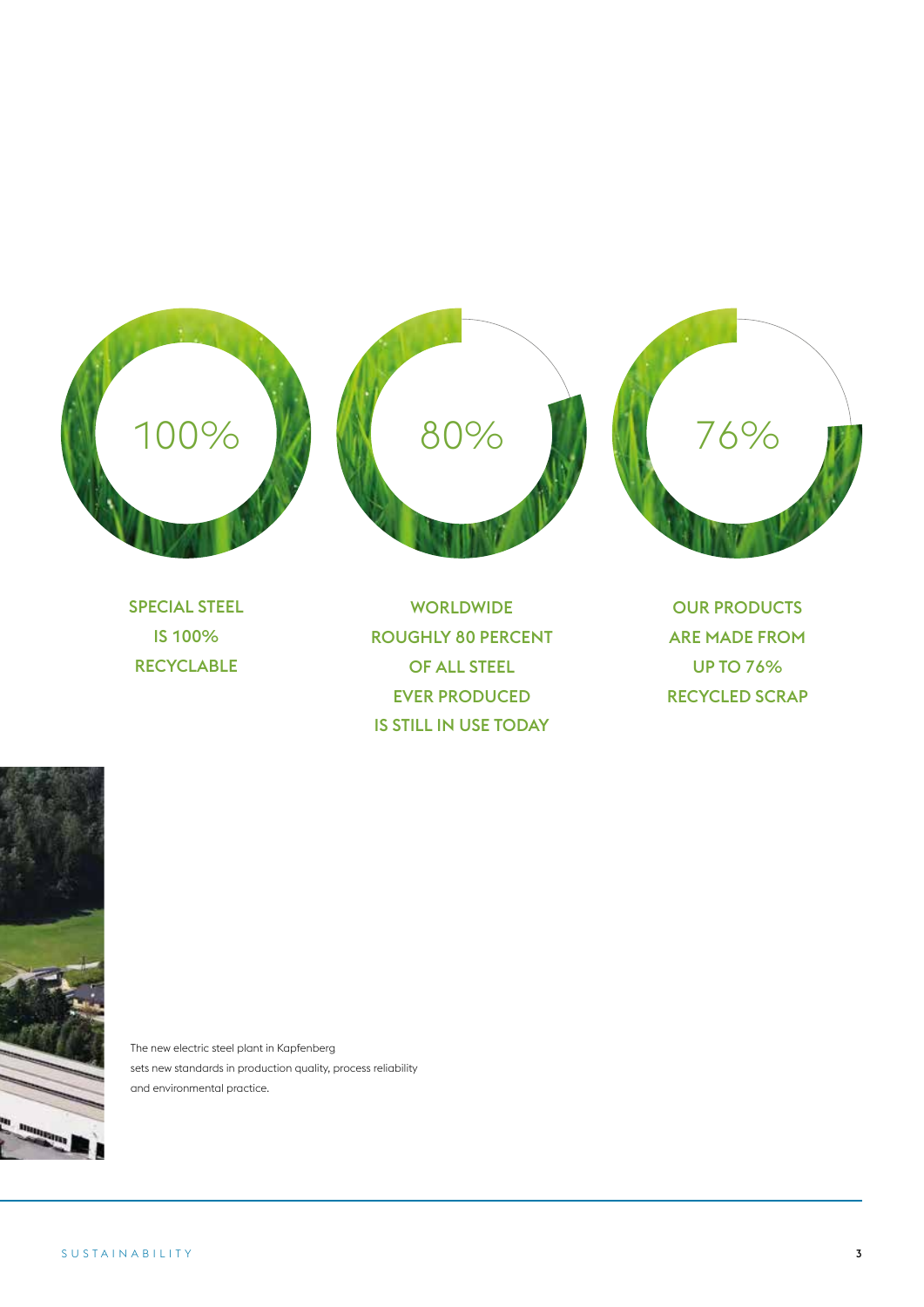100%

**SPECIAL STEEL IS 100% RECYCLABLE**

80%

**WORLDWIDE ROUGHLY 80 PERCENT OF ALL STEEL EVER PRODUCED IS STILL IN USE TODAY**

76%

**OUR PRODUCTS ARE MADE FROM UP TO 76% RECYCLED SCRAP**

The new electric steel plant in Kapfenberg sets new standards in production quality, process reliability and environmental practice.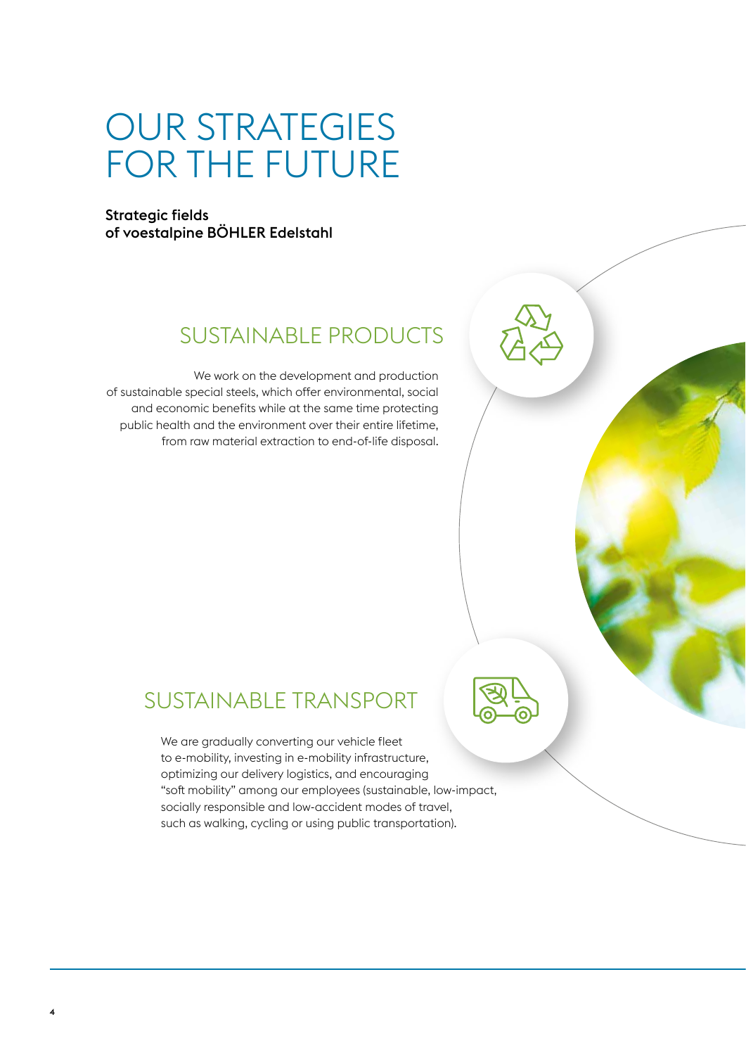# OUR STRATEGIES FOR THE FUTURE

**Strategic fields of voestalpine BÖHLER Edelstahl**

## SUSTAINABLE PRODUCTS

We work on the development and production of sustainable special steels, which offer environmental, social and economic benefits while at the same time protecting public health and the environment over their entire lifetime, from raw material extraction to end-of-life disposal.

## SUSTAINABLE TRANSPORT

We are gradually converting our vehicle fleet to e-mobility, investing in e-mobility infrastructure, optimizing our delivery logistics, and encouraging "soft mobility" among our employees (sustainable, low-impact, socially responsible and low-accident modes of travel, such as walking, cycling or using public transportation).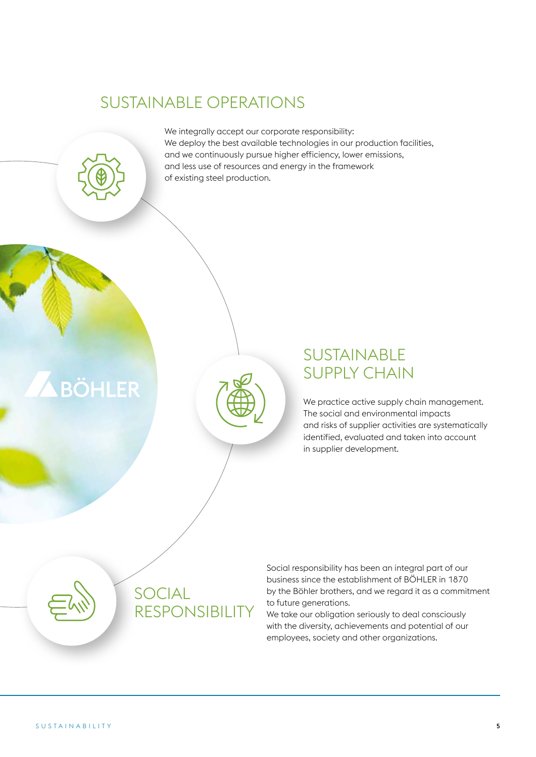## SUSTAINABLE OPERATIONS

We integrally accept our corporate responsibility:
We deploy the best available technologies in our production facilities, and we continuously pursue higher efficiency, lower emissions, and less use of resources and energy in the framework of existing steel production.

BÖHLER

## SUSTAINABLE SUPPLY CHAIN

We practice active supply chain management. The social and environmental impacts and risks of supplier activities are systematically identified, evaluated and taken into account in supplier development.

## SOCIAL RESPONSIBILITY

Social responsibility has been an integral part of our business since the establishment of BÖHLER in 1870 by the Böhler brothers, and we regard it as a commitment to future generations.
We take our obligation seriously to deal consciously with the diversity, achievements and potential of our employees, society and other organizations.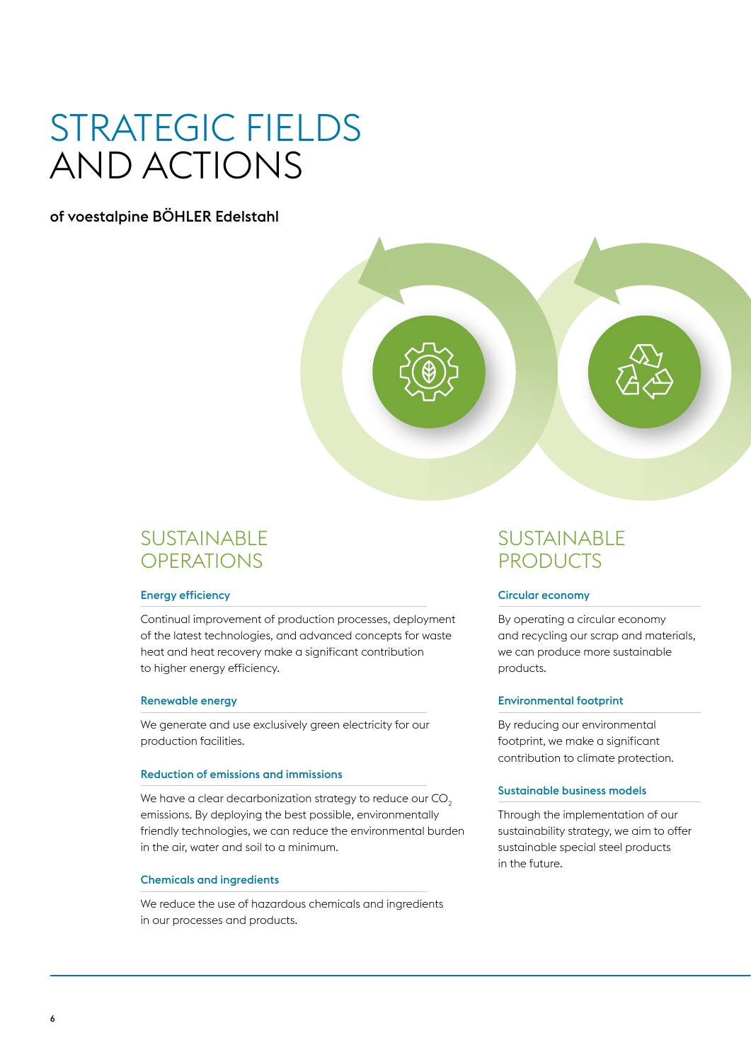# STRATEGIC FIELDS AND ACTIONS

**of voestalpine BÖHLER Edelstahl**

## SUSTAINABLE OPERATIONS

### Energy efficiency

Continual improvement of production processes, deployment of the latest technologies, and advanced concepts for waste heat and heat recovery make a significant contribution to higher energy efficiency.

### Renewable energy

We generate and use exclusively green electricity for our production facilities.

### Reduction of emissions and immissions

We have a clear decarbonization strategy to reduce our $CO_2$ emissions. By deploying the best possible, environmentally friendly technologies, we can reduce the environmental burden in the air, water and soil to a minimum.

### Chemicals and ingredients

We reduce the use of hazardous chemicals and ingredients in our processes and products.

## SUSTAINABLE PRODUCTS

### Circular economy

By operating a circular economy and recycling our scrap and materials, we can produce more sustainable products.

### Environmental footprint

By reducing our environmental footprint, we make a significant contribution to climate protection.

### Sustainable business models

Through the implementation of our sustainability strategy, we aim to offer sustainable special steel products in the future.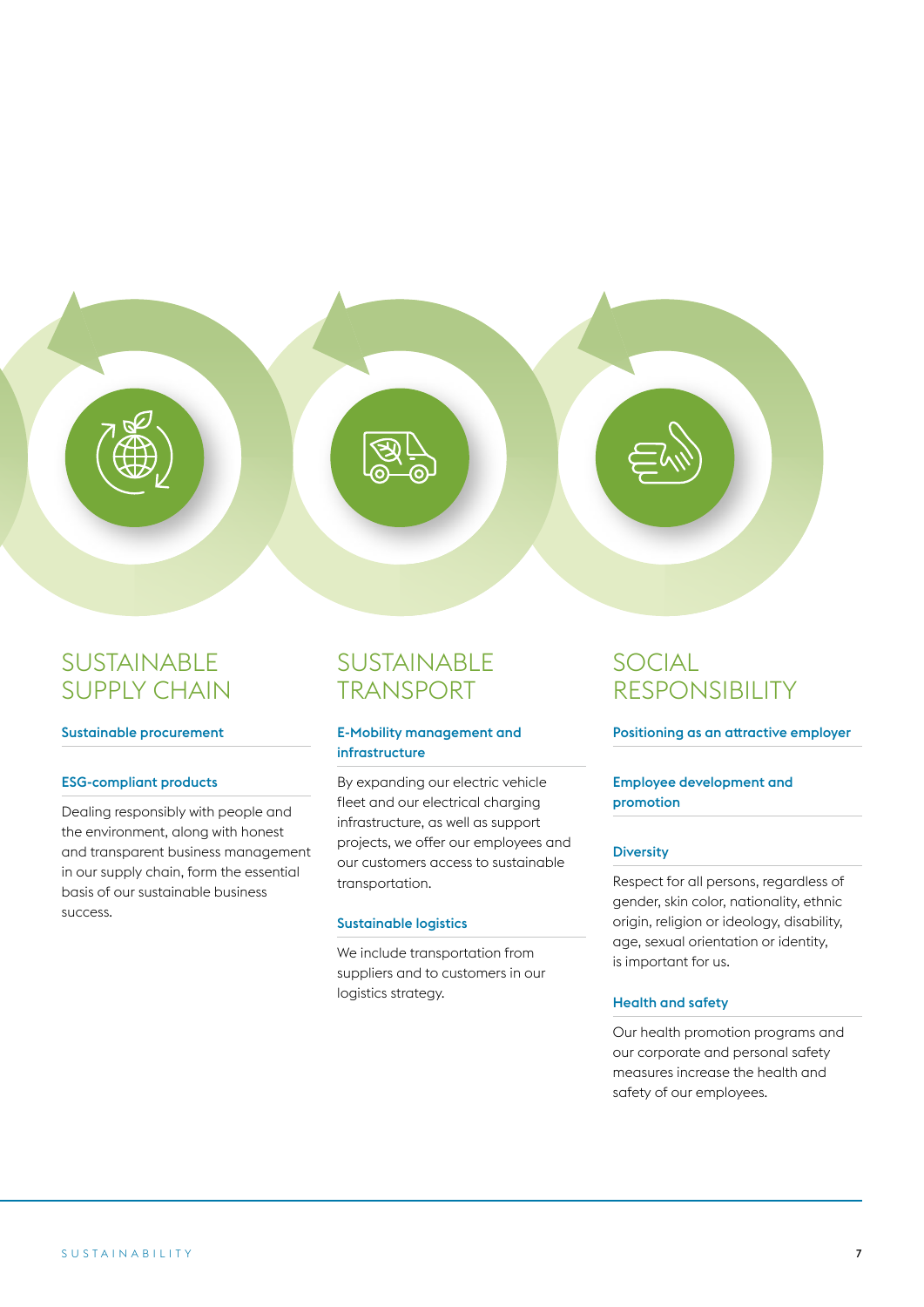## SUSTAINABLE SUPPLY CHAIN

### Sustainable procurement

### ESG-compliant products

Dealing responsibly with people and the environment, along with honest and transparent business management in our supply chain, form the essential basis of our sustainable business success.

## SUSTAINABLE TRANSPORT

### E-Mobility management and infrastructure

By expanding our electric vehicle fleet and our electrical charging infrastructure, as well as support projects, we offer our employees and our customers access to sustainable transportation.

### Sustainable logistics

We include transportation from suppliers and to customers in our logistics strategy.

## SOCIAL RESPONSIBILITY

### Positioning as an attractive employer

### Employee development and promotion

### Diversity

Respect for all persons, regardless of gender, skin color, nationality, ethnic origin, religion or ideology, disability, age, sexual orientation or identity, is important for us.

### Health and safety

Our health promotion programs and our corporate and personal safety measures increase the health and safety of our employees.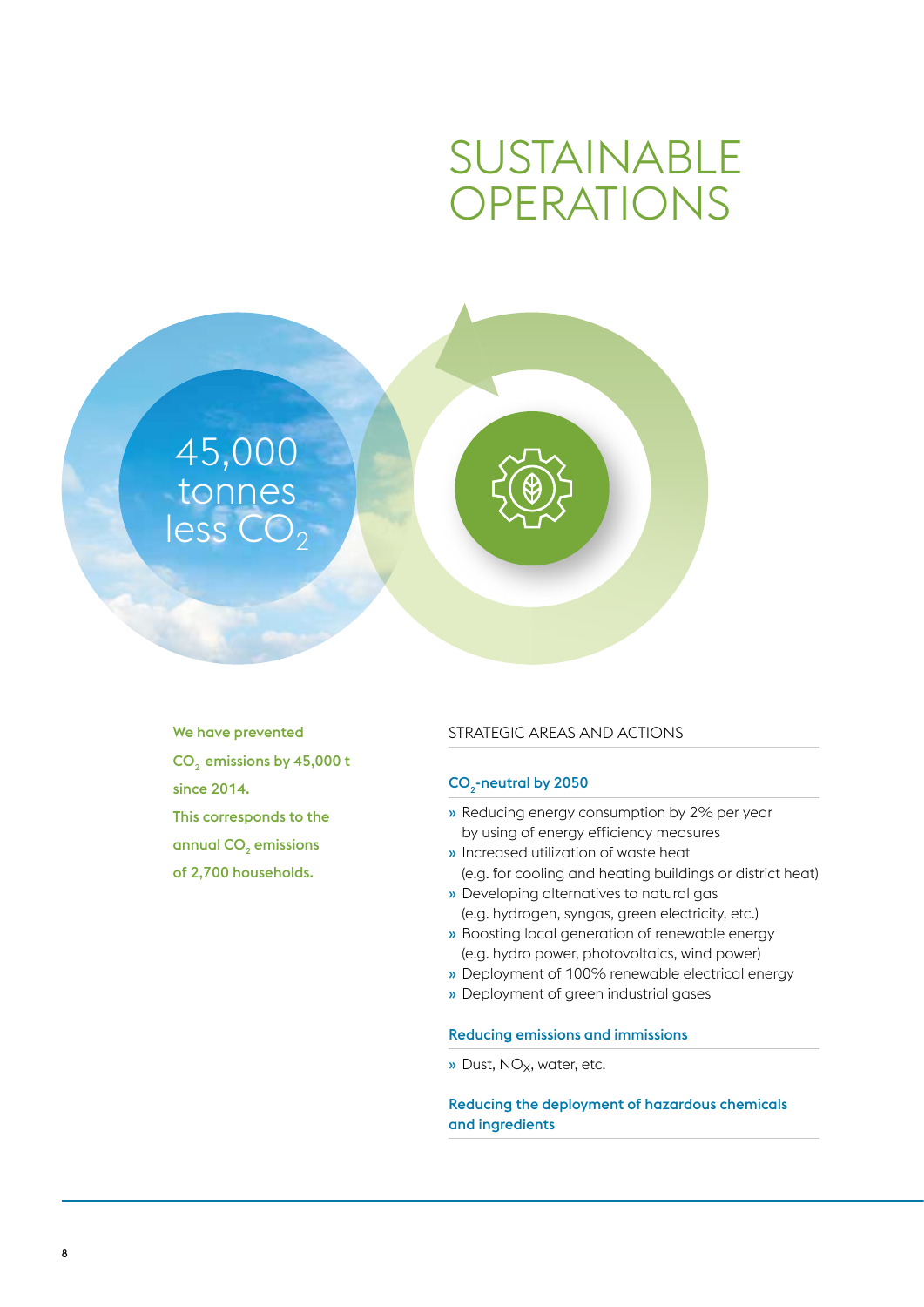# SUSTAINABLE OPERATIONS

45,000 tonnes less $CO_2$

**We have prevented $CO_2$ emissions by 45,000 t since 2014. This corresponds to the annual $CO_2$ emissions of 2,700 households.**

## STRATEGIC AREAS AND ACTIONS

### $CO_2$-neutral by 2050

- Reducing energy consumption by 2% per year by using of energy efficiency measures
- Increased utilization of waste heat (e.g. for cooling and heating buildings or district heat)
- Developing alternatives to natural gas (e.g. hydrogen, syngas, green electricity, etc.)
- Boosting local generation of renewable energy (e.g. hydro power, photovoltaics, wind power)
- Deployment of 100% renewable electrical energy
- Deployment of green industrial gases

### Reducing emissions and immissions

- Dust, $NO_X$, water, etc.

### Reducing the deployment of hazardous chemicals and ingredients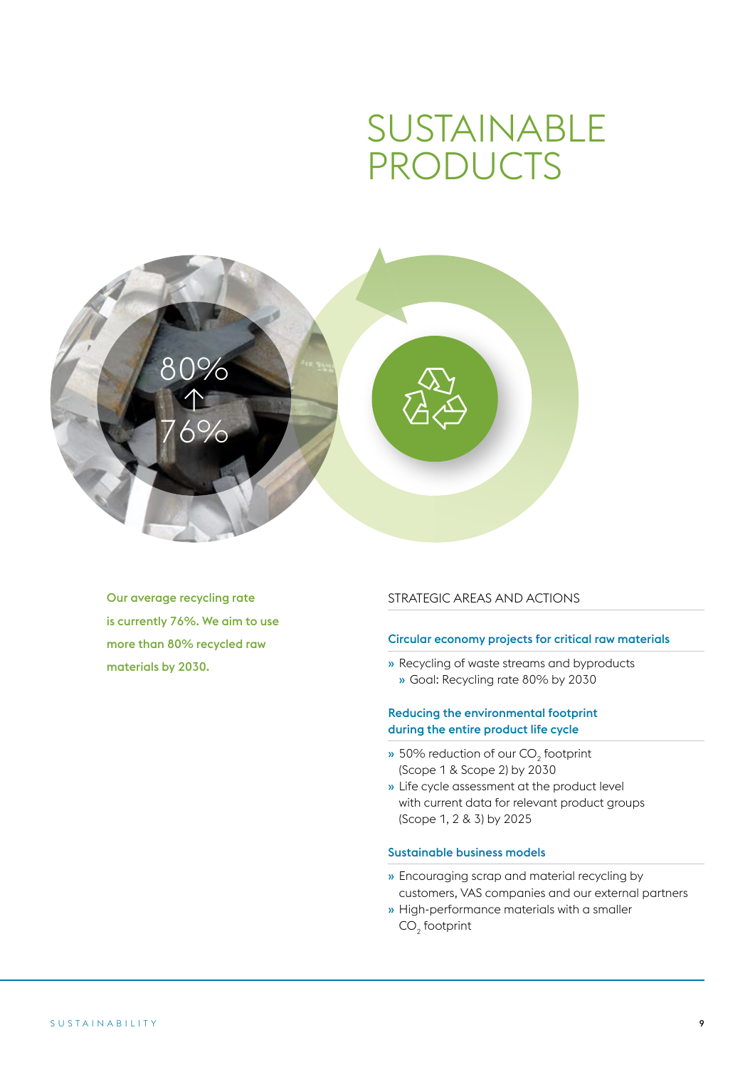# SUSTAINABLE PRODUCTS

80%
↑
76%

**Our average recycling rate is currently 76%. We aim to use more than 80% recycled raw materials by 2030.**

## STRATEGIC AREAS AND ACTIONS

### Circular economy projects for critical raw materials

- Recycling of waste streams and byproducts
  - Goal: Recycling rate 80% by 2030

### Reducing the environmental footprint during the entire product life cycle

- 50% reduction of our $CO_2$ footprint (Scope 1 & Scope 2) by 2030
- Life cycle assessment at the product level with current data for relevant product groups (Scope 1, 2 & 3) by 2025

### Sustainable business models

- Encouraging scrap and material recycling by customers, VAS companies and our external partners
- High-performance materials with a smaller $CO_2$ footprint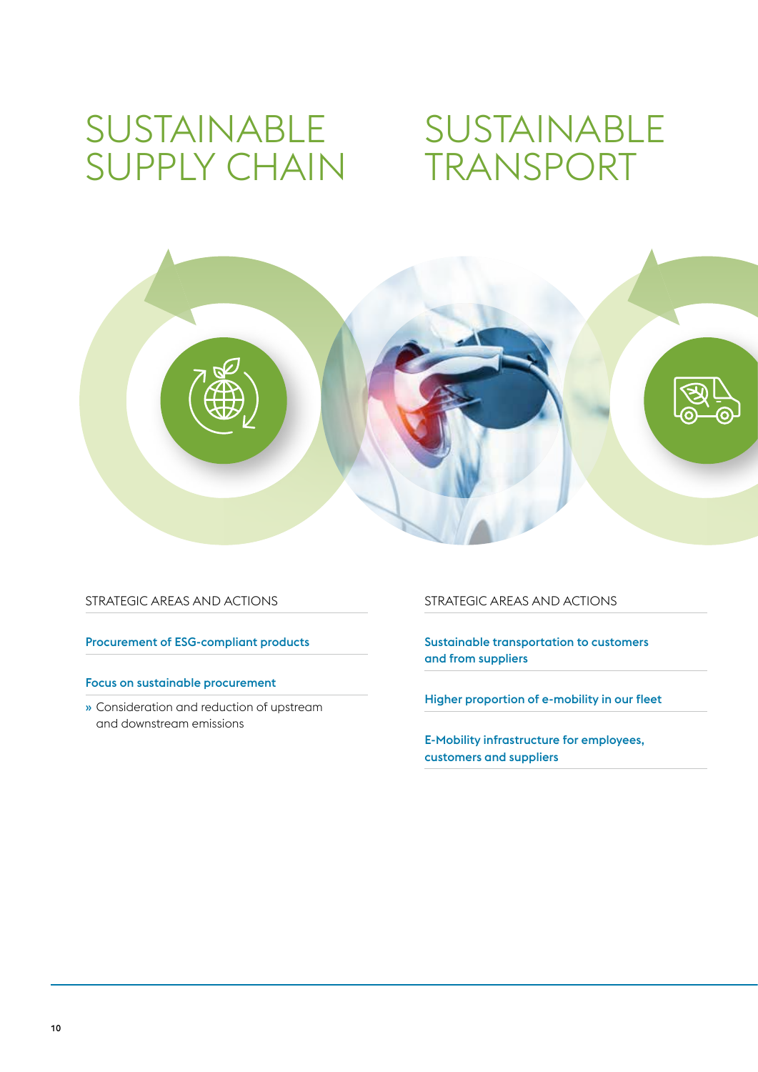# SUSTAINABLE SUPPLY CHAIN

STRATEGIC AREAS AND ACTIONS

**Procurement of ESG-compliant products**

**Focus on sustainable procurement**

» Consideration and reduction of upstream and downstream emissions

# SUSTAINABLE TRANSPORT

STRATEGIC AREAS AND ACTIONS

**Sustainable transportation to customers and from suppliers**

**Higher proportion of e-mobility in our fleet**

**E-Mobility infrastructure for employees, customers and suppliers**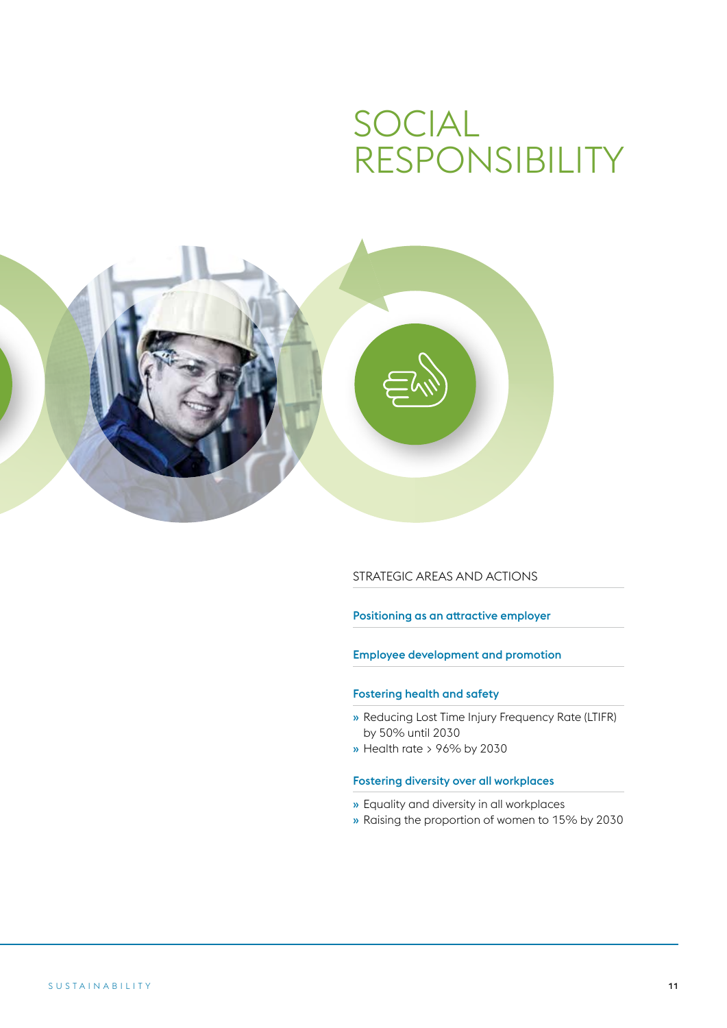# SOCIAL RESPONSIBILITY

STRATEGIC AREAS AND ACTIONS

**Positioning as an attractive employer**

**Employee development and promotion**

**Fostering health and safety**

» Reducing Lost Time Injury Frequency Rate (LTIFR) by 50% until 2030
» Health rate > 96% by 2030

**Fostering diversity over all workplaces**

» Equality and diversity in all workplaces
» Raising the proportion of women to 15% by 2030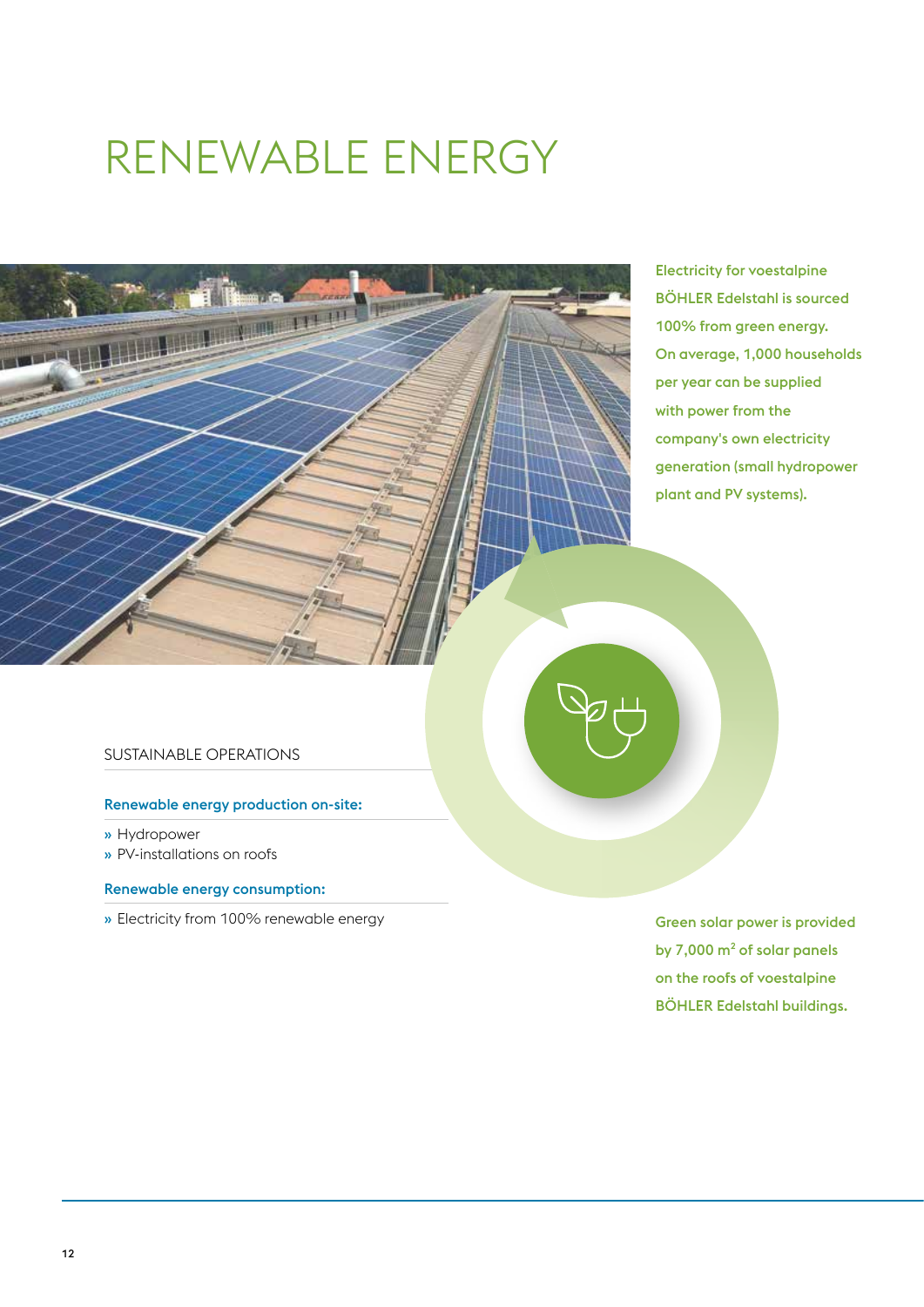# RENEWABLE ENERGY

**Electricity for voestalpine BÖHLER Edelstahl is sourced 100% from green energy. On average, 1,000 households per year can be supplied with power from the company's own electricity generation (small hydropower plant and PV systems).**

## SUSTAINABLE OPERATIONS

### Renewable energy production on-site:

- Hydropower
- PV-installations on roofs

### Renewable energy consumption:

- Electricity from 100% renewable energy

**Green solar power is provided by 7,000 m² of solar panels on the roofs of voestalpine BÖHLER Edelstahl buildings.**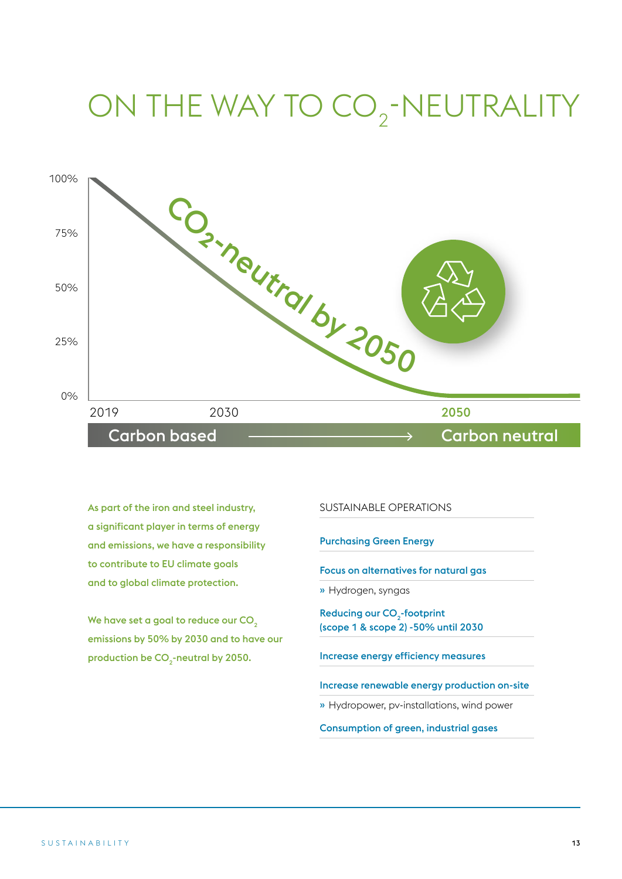# ON THE WAY TO $CO_2$-NEUTRALITY

100%
75%
50%
25%
0%

$CO_2$-neutral by 2050

2019 2030 **2050**

Carbon based → Carbon neutral

**As part of the iron and steel industry, a significant player in terms of energy and emissions, we have a responsibility to contribute to EU climate goals and to global climate protection.**

**We have set a goal to reduce our $CO_2$ emissions by 50% by 2030 and to have our production be $CO_2$-neutral by 2050.**

## SUSTAINABLE OPERATIONS

**Purchasing Green Energy**

**Focus on alternatives for natural gas**

» Hydrogen, syngas

**Reducing our $CO_2$-footprint (scope 1 & scope 2) -50% until 2030**

**Increase energy efficiency measures**

**Increase renewable energy production on-site**

» Hydropower, pv-installations, wind power

**Consumption of green, industrial gases**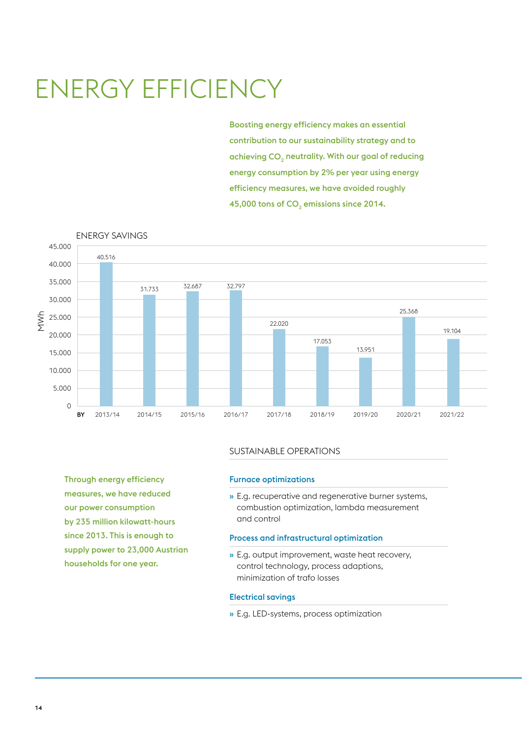# ENERGY EFFICIENCY

**Boosting energy efficiency makes an essential contribution to our sustainability strategy and to achieving $CO_2$ neutrality. With our goal of reducing energy consumption by 2% per year using energy efficiency measures, we have avoided roughly 45,000 tons of $CO_2$ emissions since 2014.**

ENERGY SAVINGS

| BY | MWh |
|---|---|
| 2013/14 | 40.516 |
| 2014/15 | 31.733 |
| 2015/16 | 32.687 |
| 2016/17 | 32.797 |
| 2017/18 | 22.020 |
| 2018/19 | 17.053 |
| 2019/20 | 13.951 |
| 2020/21 | 25.368 |
| 2021/22 | 19.104 |

**Through energy efficiency measures, we have reduced our power consumption by 235 million kilowatt-hours since 2013. This is enough to supply power to 23,000 Austrian households for one year.**

## SUSTAINABLE OPERATIONS

### Furnace optimizations

» E.g. recuperative and regenerative burner systems, combustion optimization, lambda measurement and control

### Process and infrastructural optimization

» E.g. output improvement, waste heat recovery, control technology, process adaptions, minimization of trafo losses

### Electrical savings

» E.g. LED-systems, process optimization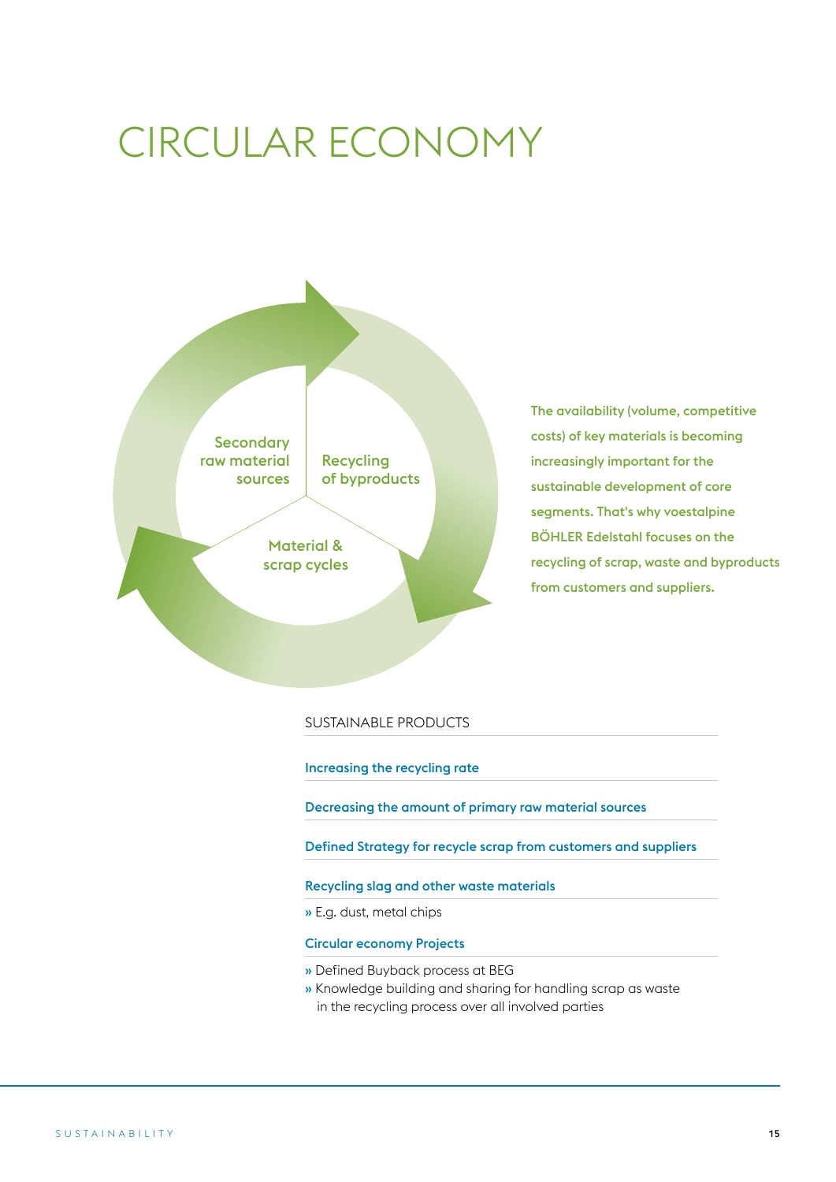# CIRCULAR ECONOMY

Secondary raw material sources

Recycling of byproducts

Material & scrap cycles

**The availability (volume, competitive costs) of key materials is becoming increasingly important for the sustainable development of core segments. That's why voestalpine BÖHLER Edelstahl focuses on the recycling of scrap, waste and byproducts from customers and suppliers.**

## SUSTAINABLE PRODUCTS

### Increasing the recycling rate

### Decreasing the amount of primary raw material sources

### Defined Strategy for recycle scrap from customers and suppliers

### Recycling slag and other waste materials

» E.g. dust, metal chips

### Circular economy Projects

» Defined Buyback process at BEG
» Knowledge building and sharing for handling scrap as waste in the recycling process over all involved parties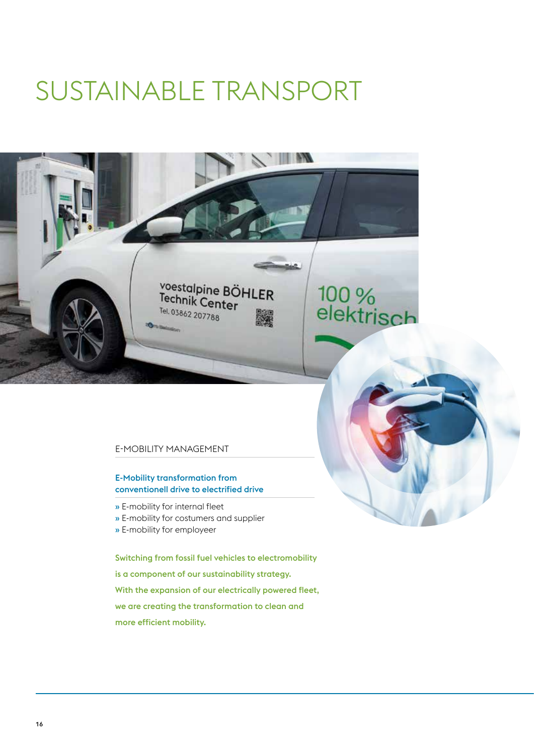# SUSTAINABLE TRANSPORT

## E-MOBILITY MANAGEMENT

**E-Mobility transformation from conventionell drive to electrified drive**

» E-mobility for internal fleet
» E-mobility for costumers and supplier
» E-mobility for employeer

**Switching from fossil fuel vehicles to electromobility is a component of our sustainability strategy. With the expansion of our electrically powered fleet, we are creating the transformation to clean and more efficient mobility.**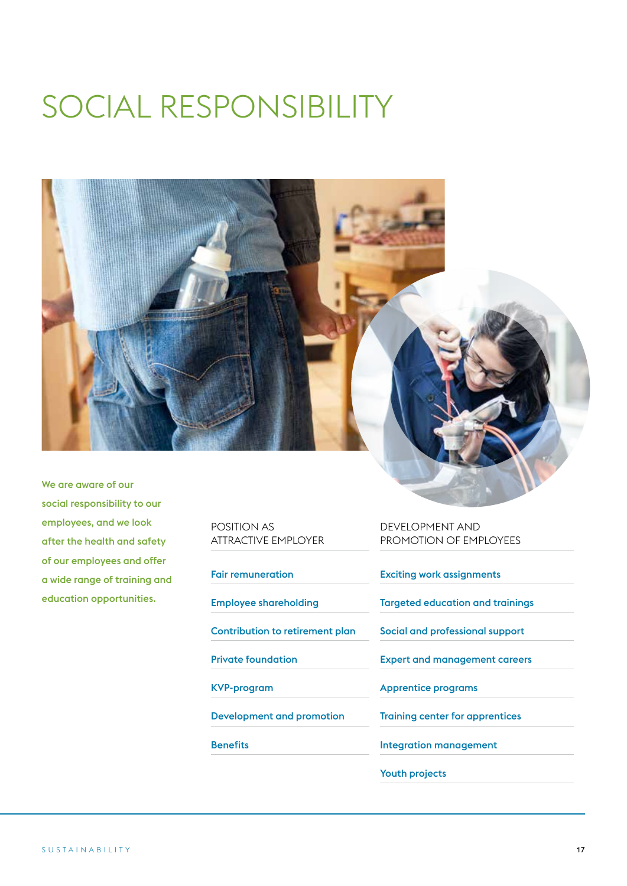# SOCIAL RESPONSIBILITY

**We are aware of our social responsibility to our employees, and we look after the health and safety of our employees and offer a wide range of training and education opportunities.**

## POSITION AS ATTRACTIVE EMPLOYER

- Fair remuneration
- Employee shareholding
- Contribution to retirement plan
- Private foundation
- KVP-program
- Development and promotion
- Benefits

## DEVELOPMENT AND PROMOTION OF EMPLOYEES

- Exciting work assignments
- Targeted education and trainings
- Social and professional support
- Expert and management careers
- Apprentice programs
- Training center for apprentices
- Integration management
- Youth projects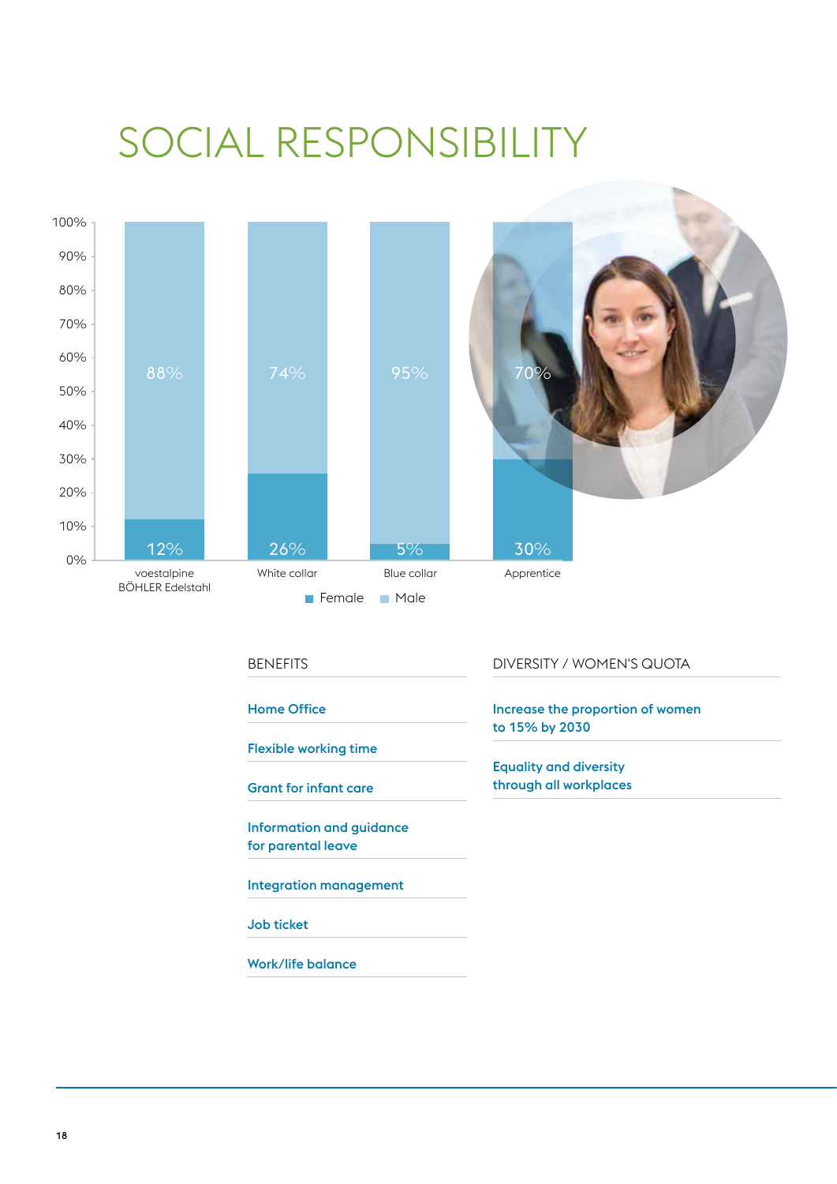# SOCIAL RESPONSIBILITY

| | Female | Male |
|---|---|---|
| voestalpine BÖHLER Edelstahl | 12% | 88% |
| White collar | 26% | 74% |
| Blue collar | 5% | 95% |
| Apprentice | 30% | 70% |

## BENEFITS

- Home Office
- Flexible working time
- Grant for infant care
- Information and guidance for parental leave
- Integration management
- Job ticket
- Work/life balance

## DIVERSITY / WOMEN'S QUOTA

- Increase the proportion of women to 15% by 2030
- Equality and diversity through all workplaces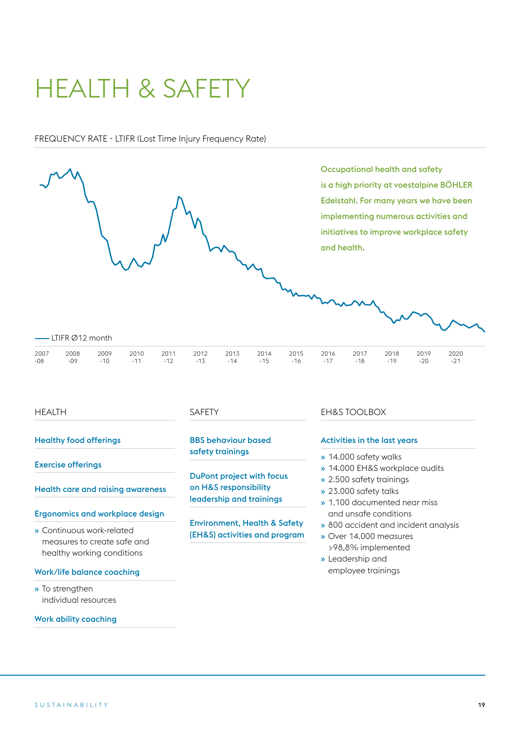# HEALTH & SAFETY

FREQUENCY RATE - LTIFR (Lost Time Injury Frequency Rate)

**Occupational health and safety is a high priority at voestalpine BÖHLER Edelstahl. For many years we have been implementing numerous activities and initiatives to improve workplace safety and health.**

— LTIFR Ø12 month

2007-08 | 2008-09 | 2009-10 | 2010-11 | 2011-12 | 2012-13 | 2013-14 | 2014-15 | 2015-16 | 2016-17 | 2017-18 | 2018-19 | 2019-20 | 2020-21

## HEALTH

**Healthy food offerings**

**Exercise offerings**

**Health care and raising awareness**

**Ergonomics and workplace design**

- Continuous work-related measures to create safe and healthy working conditions

**Work/life balance coaching**

- To strengthen individual resources

**Work ability coaching**

## SAFETY

**BBS behaviour based safety trainings**

**DuPont project with focus on H&S responsibility leadership and trainings**

**Environment, Health & Safety (EH&S) activities and program**

## EH&S TOOLBOX

**Activities in the last years**

- 14.000 safety walks
- 14.000 EH&S workplace audits
- 2.500 safety trainings
- 23.000 safety talks
- 1.100 documented near miss and unsafe conditions
- 800 accident and incident analysis
- Over 14.000 measures >98,8% implemented
- Leadership and employee trainings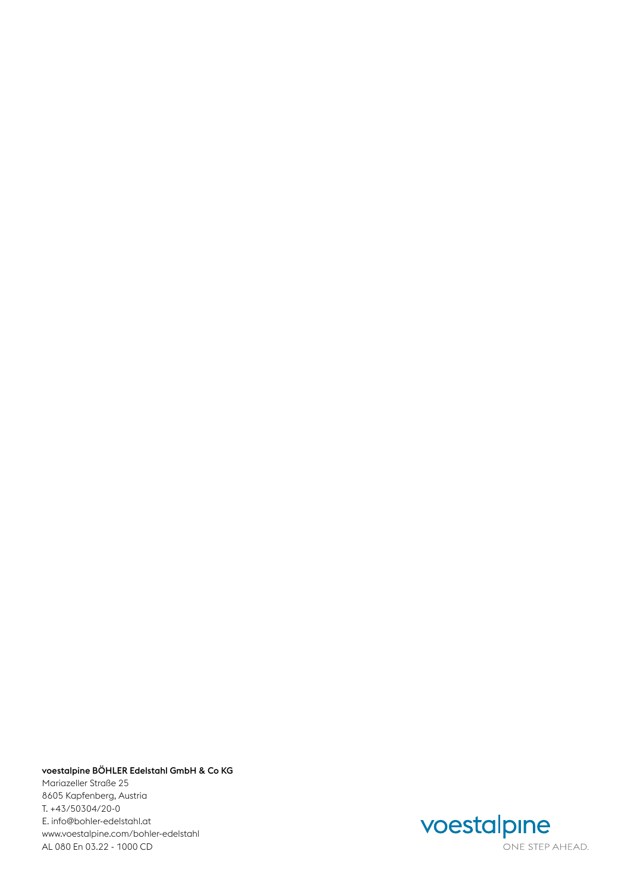**voestalpine BÖHLER Edelstahl GmbH & Co KG**
Mariazeller Straße 25
8605 Kapfenberg, Austria
T. +43/50304/20-0
E. info@bohler-edelstahl.at
www.voestalpine.com/bohler-edelstahl
AL 080 En 03.22 - 1000 CD

voestalpine
ONE STEP AHEAD.